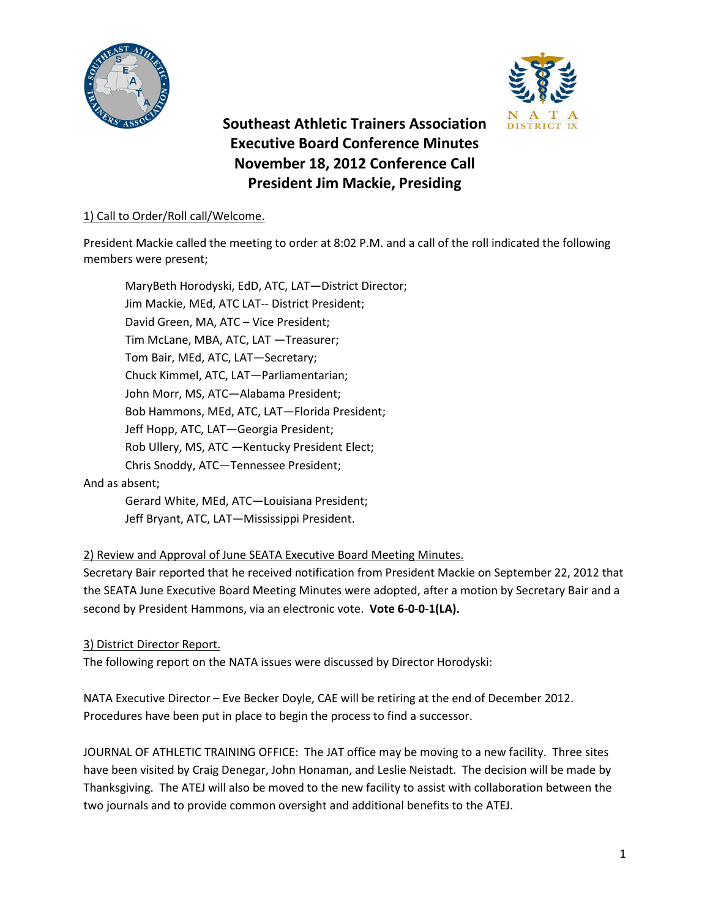# Southeast Athletic Trainers Association Executive Board Conference Minutes November 18, 2012 Conference Call President Jim Mackie, Presiding

## 1) Call to Order/Roll call/Welcome.

President Mackie called the meeting to order at 8:02 P.M. and a call of the roll indicated the following members were present;

MaryBeth Horodyski, EdD, ATC, LAT—District Director;
Jim Mackie, MEd, ATC LAT-- District President;
David Green, MA, ATC – Vice President;
Tim McLane, MBA, ATC, LAT —Treasurer;
Tom Bair, MEd, ATC, LAT—Secretary;
Chuck Kimmel, ATC, LAT—Parliamentarian;
John Morr, MS, ATC—Alabama President;
Bob Hammons, MEd, ATC, LAT—Florida President;
Jeff Hopp, ATC, LAT—Georgia President;
Rob Ullery, MS, ATC —Kentucky President Elect;
Chris Snoddy, ATC—Tennessee President;

And as absent;

Gerard White, MEd, ATC—Louisiana President;
Jeff Bryant, ATC, LAT—Mississippi President.

## 2) Review and Approval of June SEATA Executive Board Meeting Minutes.

Secretary Bair reported that he received notification from President Mackie on September 22, 2012 that the SEATA June Executive Board Meeting Minutes were adopted, after a motion by Secretary Bair and a second by President Hammons, via an electronic vote. **Vote 6-0-0-1(LA).**

## 3) District Director Report.

The following report on the NATA issues were discussed by Director Horodyski:

NATA Executive Director – Eve Becker Doyle, CAE will be retiring at the end of December 2012. Procedures have been put in place to begin the process to find a successor.

JOURNAL OF ATHLETIC TRAINING OFFICE: The JAT office may be moving to a new facility. Three sites have been visited by Craig Denegar, John Honaman, and Leslie Neistadt. The decision will be made by Thanksgiving. The ATEJ will also be moved to the new facility to assist with collaboration between the two journals and to provide common oversight and additional benefits to the ATEJ.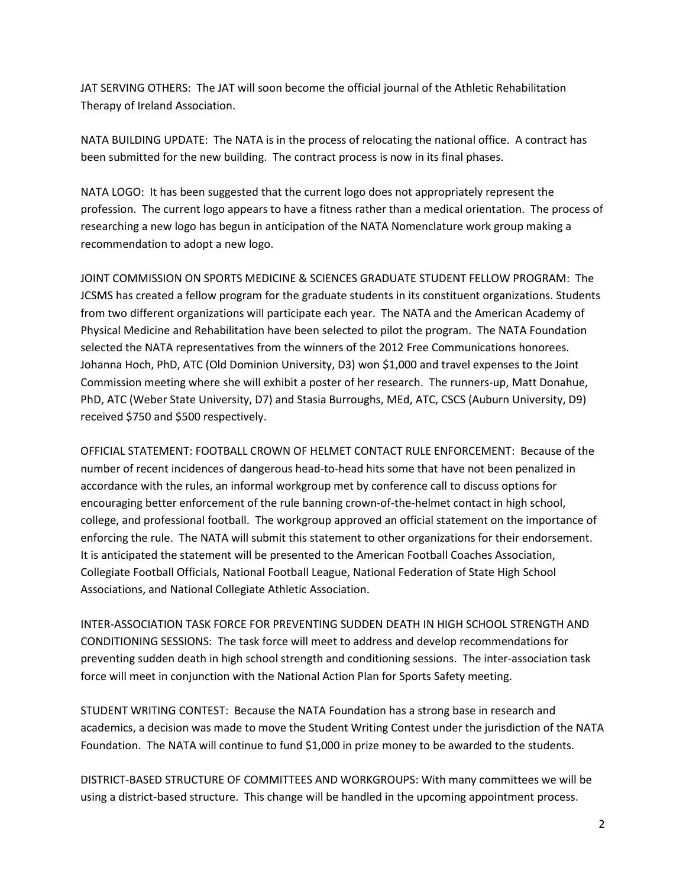JAT SERVING OTHERS: The JAT will soon become the official journal of the Athletic Rehabilitation Therapy of Ireland Association.

NATA BUILDING UPDATE: The NATA is in the process of relocating the national office. A contract has been submitted for the new building. The contract process is now in its final phases.

NATA LOGO: It has been suggested that the current logo does not appropriately represent the profession. The current logo appears to have a fitness rather than a medical orientation. The process of researching a new logo has begun in anticipation of the NATA Nomenclature work group making a recommendation to adopt a new logo.

JOINT COMMISSION ON SPORTS MEDICINE & SCIENCES GRADUATE STUDENT FELLOW PROGRAM: The JCSMS has created a fellow program for the graduate students in its constituent organizations. Students from two different organizations will participate each year. The NATA and the American Academy of Physical Medicine and Rehabilitation have been selected to pilot the program. The NATA Foundation selected the NATA representatives from the winners of the 2012 Free Communications honorees. Johanna Hoch, PhD, ATC (Old Dominion University, D3) won $1,000 and travel expenses to the Joint Commission meeting where she will exhibit a poster of her research. The runners-up, Matt Donahue, PhD, ATC (Weber State University, D7) and Stasia Burroughs, MEd, ATC, CSCS (Auburn University, D9) received $750 and $500 respectively.

OFFICIAL STATEMENT: FOOTBALL CROWN OF HELMET CONTACT RULE ENFORCEMENT: Because of the number of recent incidences of dangerous head-to-head hits some that have not been penalized in accordance with the rules, an informal workgroup met by conference call to discuss options for encouraging better enforcement of the rule banning crown-of-the-helmet contact in high school, college, and professional football. The workgroup approved an official statement on the importance of enforcing the rule. The NATA will submit this statement to other organizations for their endorsement. It is anticipated the statement will be presented to the American Football Coaches Association, Collegiate Football Officials, National Football League, National Federation of State High School Associations, and National Collegiate Athletic Association.

INTER-ASSOCIATION TASK FORCE FOR PREVENTING SUDDEN DEATH IN HIGH SCHOOL STRENGTH AND CONDITIONING SESSIONS: The task force will meet to address and develop recommendations for preventing sudden death in high school strength and conditioning sessions. The inter-association task force will meet in conjunction with the National Action Plan for Sports Safety meeting.

STUDENT WRITING CONTEST: Because the NATA Foundation has a strong base in research and academics, a decision was made to move the Student Writing Contest under the jurisdiction of the NATA Foundation. The NATA will continue to fund $1,000 in prize money to be awarded to the students.

DISTRICT-BASED STRUCTURE OF COMMITTEES AND WORKGROUPS: With many committees we will be using a district-based structure. This change will be handled in the upcoming appointment process.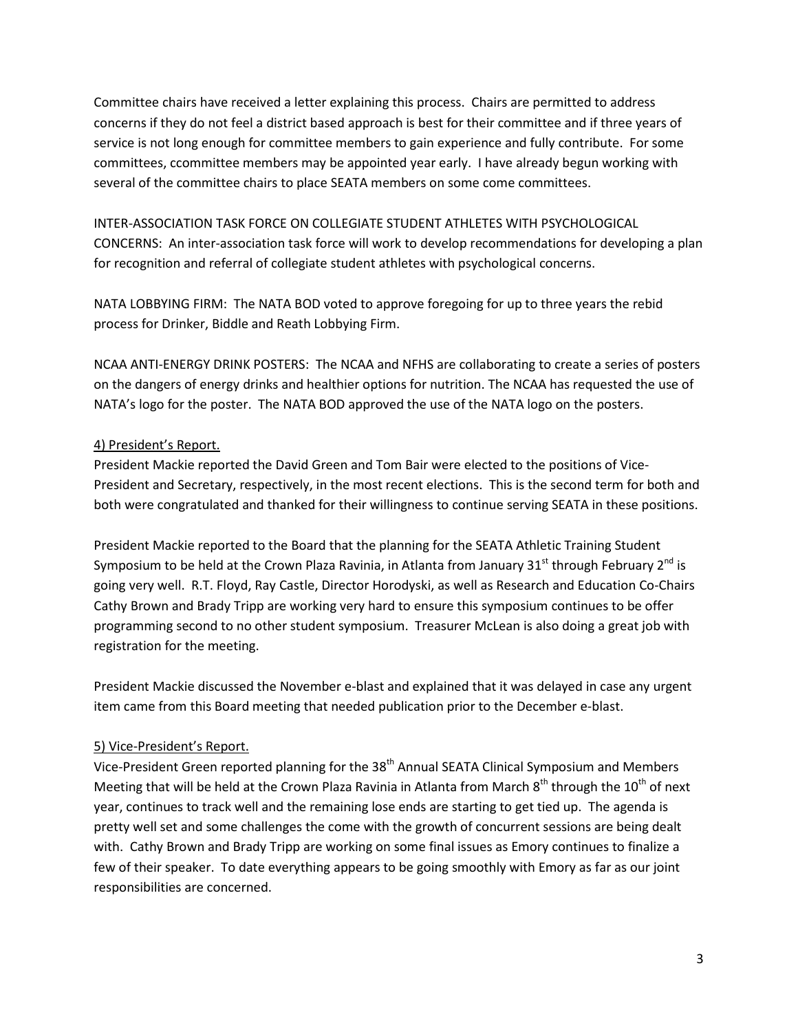Committee chairs have received a letter explaining this process. Chairs are permitted to address concerns if they do not feel a district based approach is best for their committee and if three years of service is not long enough for committee members to gain experience and fully contribute. For some committees, ccommittee members may be appointed year early. I have already begun working with several of the committee chairs to place SEATA members on some come committees.

INTER-ASSOCIATION TASK FORCE ON COLLEGIATE STUDENT ATHLETES WITH PSYCHOLOGICAL CONCERNS: An inter-association task force will work to develop recommendations for developing a plan for recognition and referral of collegiate student athletes with psychological concerns.

NATA LOBBYING FIRM: The NATA BOD voted to approve foregoing for up to three years the rebid process for Drinker, Biddle and Reath Lobbying Firm.

NCAA ANTI-ENERGY DRINK POSTERS: The NCAA and NFHS are collaborating to create a series of posters on the dangers of energy drinks and healthier options for nutrition. The NCAA has requested the use of NATA's logo for the poster. The NATA BOD approved the use of the NATA logo on the posters.

4) President's Report.

President Mackie reported the David Green and Tom Bair were elected to the positions of Vice-President and Secretary, respectively, in the most recent elections. This is the second term for both and both were congratulated and thanked for their willingness to continue serving SEATA in these positions.

President Mackie reported to the Board that the planning for the SEATA Athletic Training Student Symposium to be held at the Crown Plaza Ravinia, in Atlanta from January 31st through February 2nd is going very well. R.T. Floyd, Ray Castle, Director Horodyski, as well as Research and Education Co-Chairs Cathy Brown and Brady Tripp are working very hard to ensure this symposium continues to be offer programming second to no other student symposium. Treasurer McLean is also doing a great job with registration for the meeting.

President Mackie discussed the November e-blast and explained that it was delayed in case any urgent item came from this Board meeting that needed publication prior to the December e-blast.

5) Vice-President's Report.

Vice-President Green reported planning for the 38th Annual SEATA Clinical Symposium and Members Meeting that will be held at the Crown Plaza Ravinia in Atlanta from March 8th through the 10th of next year, continues to track well and the remaining lose ends are starting to get tied up. The agenda is pretty well set and some challenges the come with the growth of concurrent sessions are being dealt with. Cathy Brown and Brady Tripp are working on some final issues as Emory continues to finalize a few of their speaker. To date everything appears to be going smoothly with Emory as far as our joint responsibilities are concerned.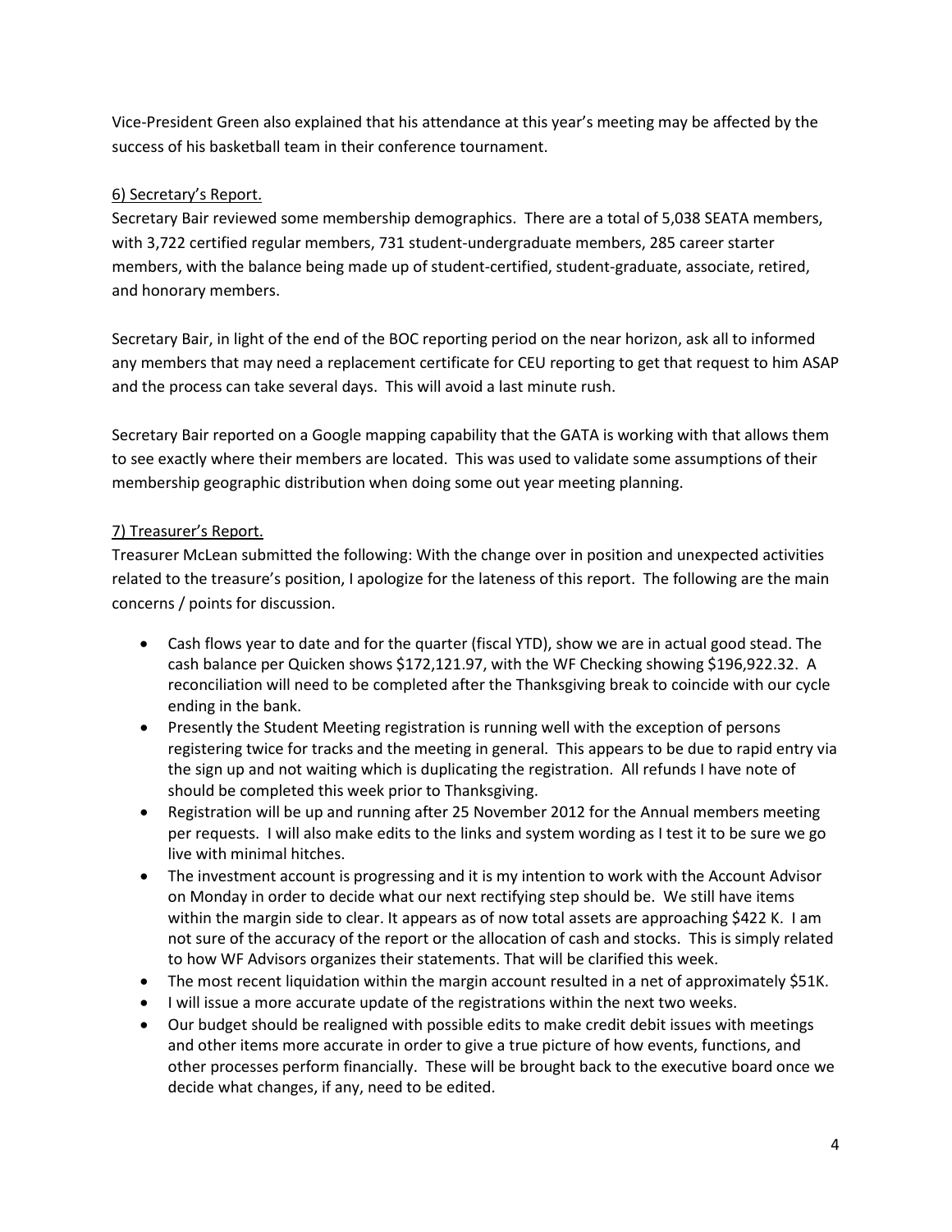Vice-President Green also explained that his attendance at this year's meeting may be affected by the success of his basketball team in their conference tournament.

<u>6) Secretary's Report.</u>

Secretary Bair reviewed some membership demographics. There are a total of 5,038 SEATA members, with 3,722 certified regular members, 731 student-undergraduate members, 285 career starter members, with the balance being made up of student-certified, student-graduate, associate, retired, and honorary members.

Secretary Bair, in light of the end of the BOC reporting period on the near horizon, ask all to informed any members that may need a replacement certificate for CEU reporting to get that request to him ASAP and the process can take several days. This will avoid a last minute rush.

Secretary Bair reported on a Google mapping capability that the GATA is working with that allows them to see exactly where their members are located. This was used to validate some assumptions of their membership geographic distribution when doing some out year meeting planning.

<u>7) Treasurer's Report.</u>

Treasurer McLean submitted the following: With the change over in position and unexpected activities related to the treasure's position, I apologize for the lateness of this report. The following are the main concerns / points for discussion.

- Cash flows year to date and for the quarter (fiscal YTD), show we are in actual good stead. The cash balance per Quicken shows $172,121.97, with the WF Checking showing $196,922.32. A reconciliation will need to be completed after the Thanksgiving break to coincide with our cycle ending in the bank.
- Presently the Student Meeting registration is running well with the exception of persons registering twice for tracks and the meeting in general. This appears to be due to rapid entry via the sign up and not waiting which is duplicating the registration. All refunds I have note of should be completed this week prior to Thanksgiving.
- Registration will be up and running after 25 November 2012 for the Annual members meeting per requests. I will also make edits to the links and system wording as I test it to be sure we go live with minimal hitches.
- The investment account is progressing and it is my intention to work with the Account Advisor on Monday in order to decide what our next rectifying step should be. We still have items within the margin side to clear. It appears as of now total assets are approaching $422 K. I am not sure of the accuracy of the report or the allocation of cash and stocks. This is simply related to how WF Advisors organizes their statements. That will be clarified this week.
- The most recent liquidation within the margin account resulted in a net of approximately $51K.
- I will issue a more accurate update of the registrations within the next two weeks.
- Our budget should be realigned with possible edits to make credit debit issues with meetings and other items more accurate in order to give a true picture of how events, functions, and other processes perform financially. These will be brought back to the executive board once we decide what changes, if any, need to be edited.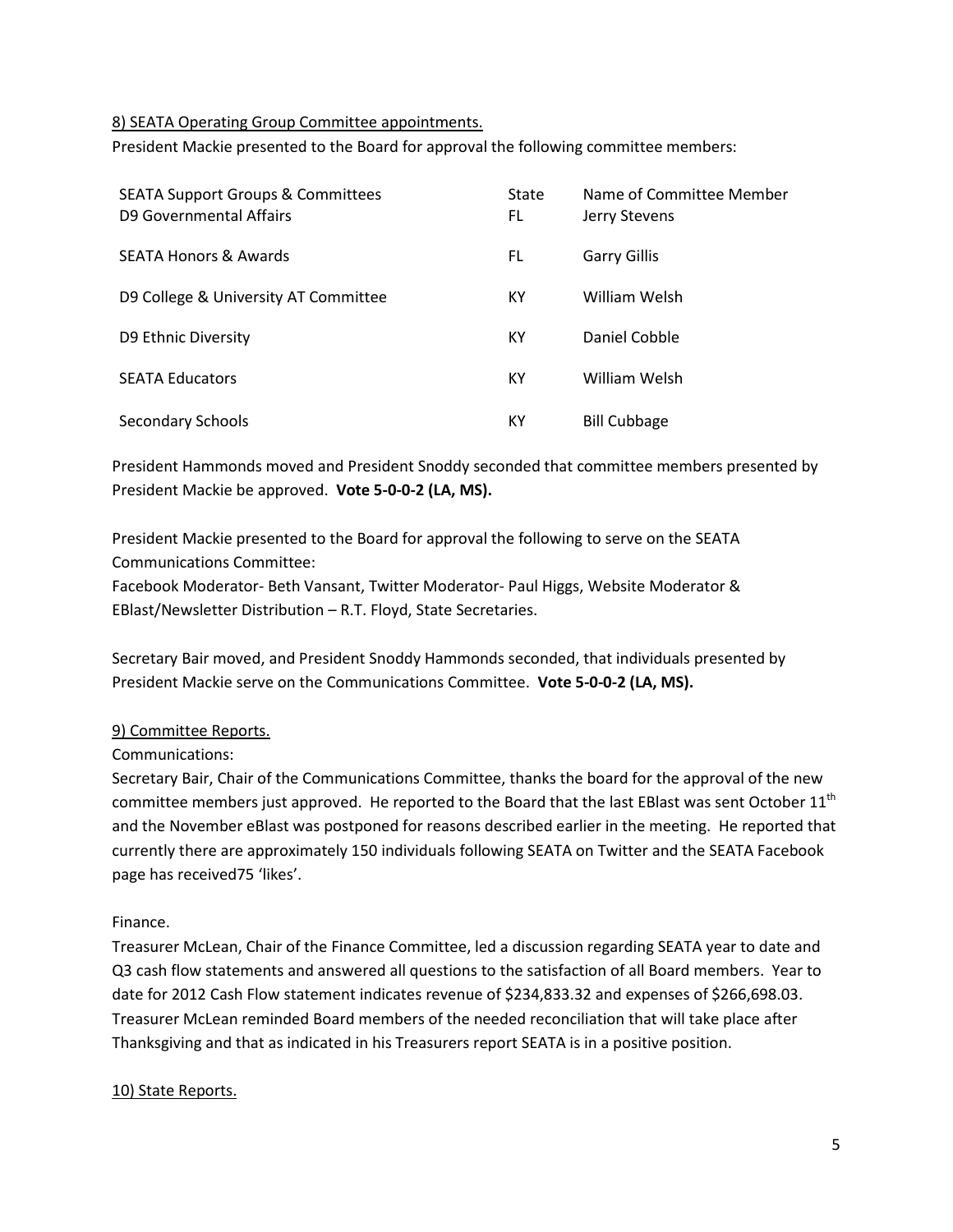8) SEATA Operating Group Committee appointments.

President Mackie presented to the Board for approval the following committee members:

| SEATA Support Groups & Committees | State | Name of Committee Member |
|---|---|---|
| D9 Governmental Affairs | FL | Jerry Stevens |
| SEATA Honors & Awards | FL | Garry Gillis |
| D9 College & University AT Committee | KY | William Welsh |
| D9 Ethnic Diversity | KY | Daniel Cobble |
| SEATA Educators | KY | William Welsh |
| Secondary Schools | KY | Bill Cubbage |

President Hammonds moved and President Snoddy seconded that committee members presented by President Mackie be approved. **Vote 5-0-0-2 (LA, MS).**

President Mackie presented to the Board for approval the following to serve on the SEATA Communications Committee:
Facebook Moderator- Beth Vansant, Twitter Moderator- Paul Higgs, Website Moderator & EBlast/Newsletter Distribution – R.T. Floyd, State Secretaries.

Secretary Bair moved, and President Snoddy Hammonds seconded, that individuals presented by President Mackie serve on the Communications Committee. **Vote 5-0-0-2 (LA, MS).**

9) Committee Reports.

Communications:
Secretary Bair, Chair of the Communications Committee, thanks the board for the approval of the new committee members just approved. He reported to the Board that the last EBlast was sent October 11th and the November eBlast was postponed for reasons described earlier in the meeting. He reported that currently there are approximately 150 individuals following SEATA on Twitter and the SEATA Facebook page has received75 'likes'.

Finance.
Treasurer McLean, Chair of the Finance Committee, led a discussion regarding SEATA year to date and Q3 cash flow statements and answered all questions to the satisfaction of all Board members. Year to date for 2012 Cash Flow statement indicates revenue of $234,833.32 and expenses of $266,698.03. Treasurer McLean reminded Board members of the needed reconciliation that will take place after Thanksgiving and that as indicated in his Treasurers report SEATA is in a positive position.

10) State Reports.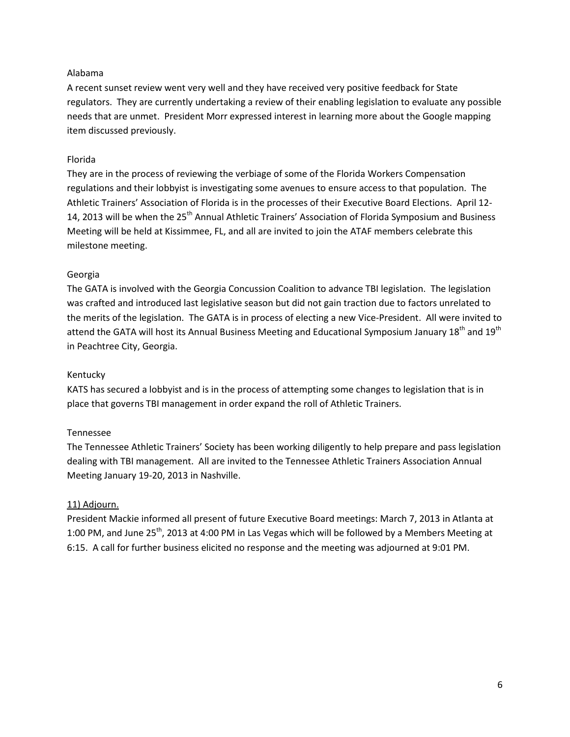Alabama

A recent sunset review went very well and they have received very positive feedback for State regulators. They are currently undertaking a review of their enabling legislation to evaluate any possible needs that are unmet. President Morr expressed interest in learning more about the Google mapping item discussed previously.

Florida

They are in the process of reviewing the verbiage of some of the Florida Workers Compensation regulations and their lobbyist is investigating some avenues to ensure access to that population. The Athletic Trainers' Association of Florida is in the processes of their Executive Board Elections. April 12-14, 2013 will be when the 25th Annual Athletic Trainers' Association of Florida Symposium and Business Meeting will be held at Kissimmee, FL, and all are invited to join the ATAF members celebrate this milestone meeting.

Georgia

The GATA is involved with the Georgia Concussion Coalition to advance TBI legislation. The legislation was crafted and introduced last legislative season but did not gain traction due to factors unrelated to the merits of the legislation. The GATA is in process of electing a new Vice-President. All were invited to attend the GATA will host its Annual Business Meeting and Educational Symposium January 18th and 19th in Peachtree City, Georgia.

Kentucky

KATS has secured a lobbyist and is in the process of attempting some changes to legislation that is in place that governs TBI management in order expand the roll of Athletic Trainers.

Tennessee

The Tennessee Athletic Trainers' Society has been working diligently to help prepare and pass legislation dealing with TBI management. All are invited to the Tennessee Athletic Trainers Association Annual Meeting January 19-20, 2013 in Nashville.

11) Adjourn.

President Mackie informed all present of future Executive Board meetings: March 7, 2013 in Atlanta at 1:00 PM, and June 25th, 2013 at 4:00 PM in Las Vegas which will be followed by a Members Meeting at 6:15. A call for further business elicited no response and the meeting was adjourned at 9:01 PM.